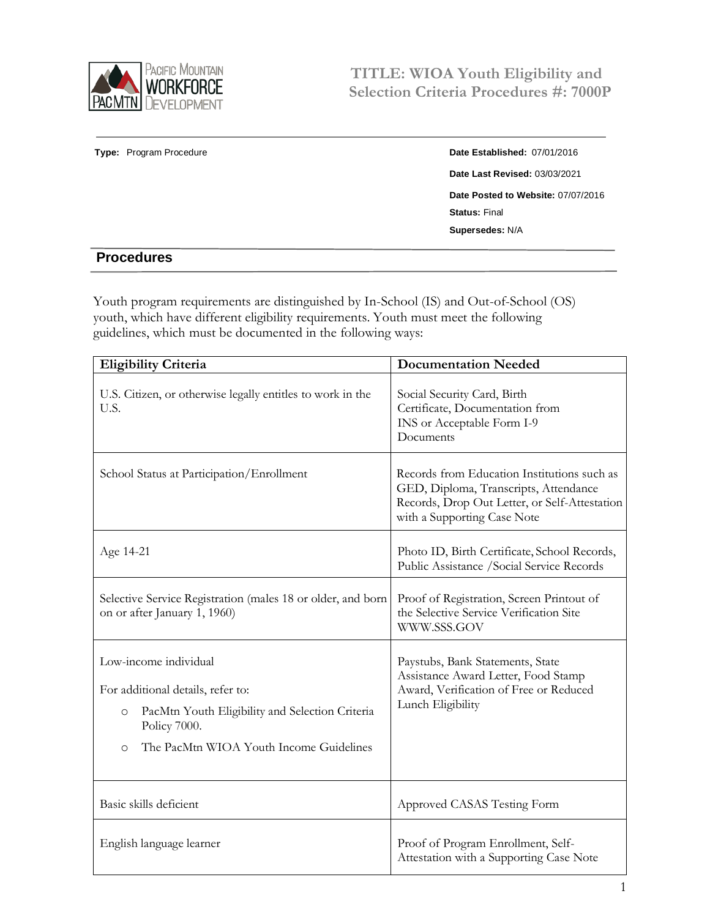# TITLE: WIOA Youth Eligibility and Selection Criteria Procedures #: 7000P

**Type:** Program Procedure

**Date Established:** 07/01/2016

**Date Last Revised:** 03/03/2021

**Date Posted to Website:** 07/07/2016

**Status:** Final

**Supersedes:** N/A

## Procedures

Youth program requirements are distinguished by In-School (IS) and Out-of-School (OS) youth, which have different eligibility requirements. Youth must meet the following guidelines, which must be documented in the following ways:

| Eligibility Criteria | Documentation Needed |
|---|---|
| U.S. Citizen, or otherwise legally entitles to work in the U.S. | Social Security Card, Birth Certificate, Documentation from INS or Acceptable Form I-9 Documents |
| School Status at Participation/Enrollment | Records from Education Institutions such as GED, Diploma, Transcripts, Attendance Records, Drop Out Letter, or Self-Attestation with a Supporting Case Note |
| Age 14-21 | Photo ID, Birth Certificate, School Records, Public Assistance /Social Service Records |
| Selective Service Registration (males 18 or older, and born on or after January 1, 1960) | Proof of Registration, Screen Printout of the Selective Service Verification Site WWW.SSS.GOV |
| Low-income individual<br><br>For additional details, refer to:<br>◦ PacMtn Youth Eligibility and Selection Criteria Policy 7000.<br>◦ The PacMtn WIOA Youth Income Guidelines | Paystubs, Bank Statements, State Assistance Award Letter, Food Stamp Award, Verification of Free or Reduced Lunch Eligibility |
| Basic skills deficient | Approved CASAS Testing Form |
| English language learner | Proof of Program Enrollment, Self-Attestation with a Supporting Case Note |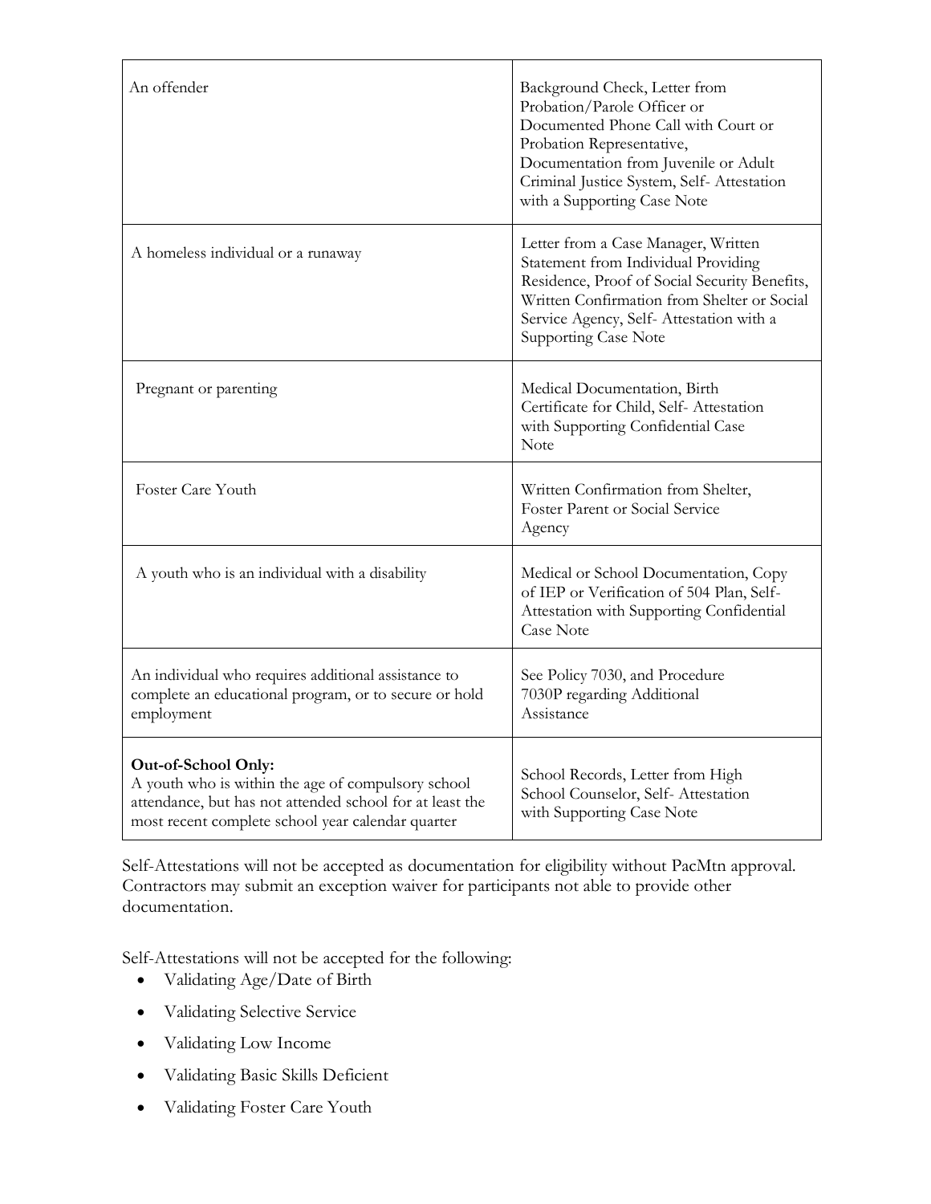| | |
|---|---|
| An offender | Background Check, Letter from Probation/Parole Officer or Documented Phone Call with Court or Probation Representative, Documentation from Juvenile or Adult Criminal Justice System, Self- Attestation with a Supporting Case Note |
| A homeless individual or a runaway | Letter from a Case Manager, Written Statement from Individual Providing Residence, Proof of Social Security Benefits, Written Confirmation from Shelter or Social Service Agency, Self- Attestation with a Supporting Case Note |
| Pregnant or parenting | Medical Documentation, Birth Certificate for Child, Self- Attestation with Supporting Confidential Case Note |
| Foster Care Youth | Written Confirmation from Shelter, Foster Parent or Social Service Agency |
| A youth who is an individual with a disability | Medical or School Documentation, Copy of IEP or Verification of 504 Plan, Self-Attestation with Supporting Confidential Case Note |
| An individual who requires additional assistance to complete an educational program, or to secure or hold employment | See Policy 7030, and Procedure 7030P regarding Additional Assistance |
| **Out-of-School Only:** A youth who is within the age of compulsory school attendance, but has not attended school for at least the most recent complete school year calendar quarter | School Records, Letter from High School Counselor, Self- Attestation with Supporting Case Note |

Self-Attestations will not be accepted as documentation for eligibility without PacMtn approval. Contractors may submit an exception waiver for participants not able to provide other documentation.

Self-Attestations will not be accepted for the following:

- Validating Age/Date of Birth
- Validating Selective Service
- Validating Low Income
- Validating Basic Skills Deficient
- Validating Foster Care Youth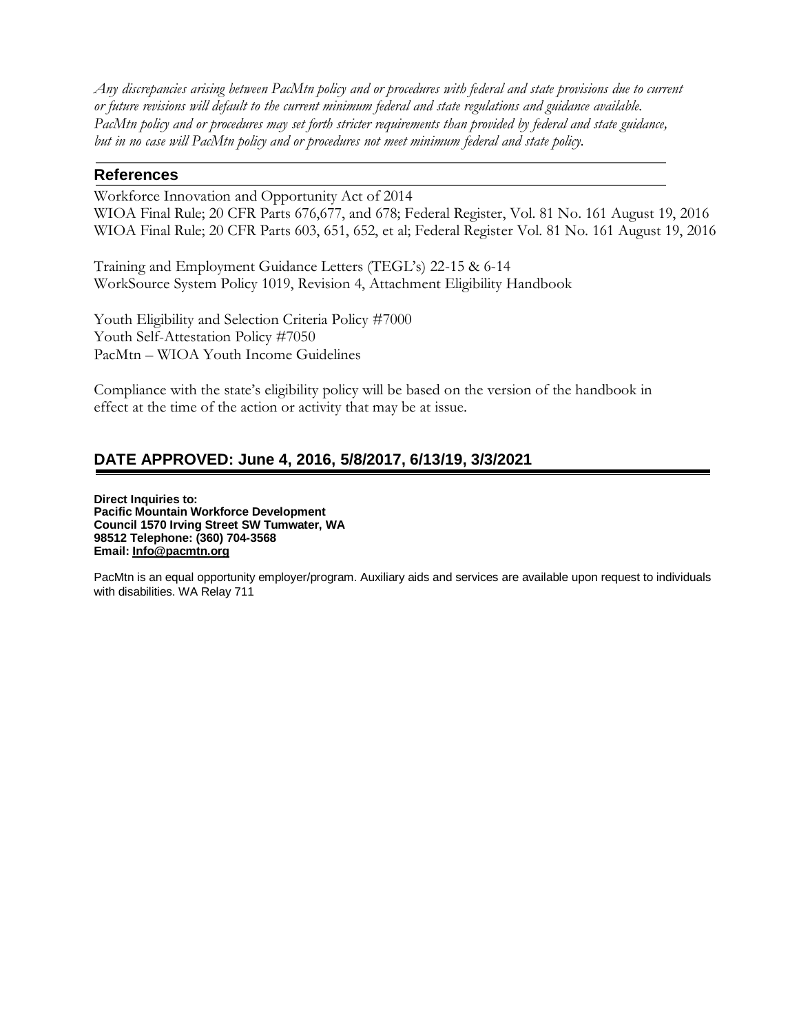*Any discrepancies arising between PacMtn policy and or procedures with federal and state provisions due to current or future revisions will default to the current minimum federal and state regulations and guidance available. PacMtn policy and or procedures may set forth stricter requirements than provided by federal and state guidance, but in no case will PacMtn policy and or procedures not meet minimum federal and state policy.*

## References

Workforce Innovation and Opportunity Act of 2014
WIOA Final Rule; 20 CFR Parts 676,677, and 678; Federal Register, Vol. 81 No. 161 August 19, 2016
WIOA Final Rule; 20 CFR Parts 603, 651, 652, et al; Federal Register Vol. 81 No. 161 August 19, 2016

Training and Employment Guidance Letters (TEGL's) 22-15 & 6-14
WorkSource System Policy 1019, Revision 4, Attachment Eligibility Handbook

Youth Eligibility and Selection Criteria Policy #7000
Youth Self-Attestation Policy #7050
PacMtn – WIOA Youth Income Guidelines

Compliance with the state's eligibility policy will be based on the version of the handbook in effect at the time of the action or activity that may be at issue.

## DATE APPROVED: June 4, 2016, 5/8/2017, 6/13/19, 3/3/2021

**Direct Inquiries to:**
**Pacific Mountain Workforce Development Council 1570 Irving Street SW Tumwater, WA 98512 Telephone: (360) 704-3568**
**Email: Info@pacmtn.org**

PacMtn is an equal opportunity employer/program. Auxiliary aids and services are available upon request to individuals with disabilities. WA Relay 711